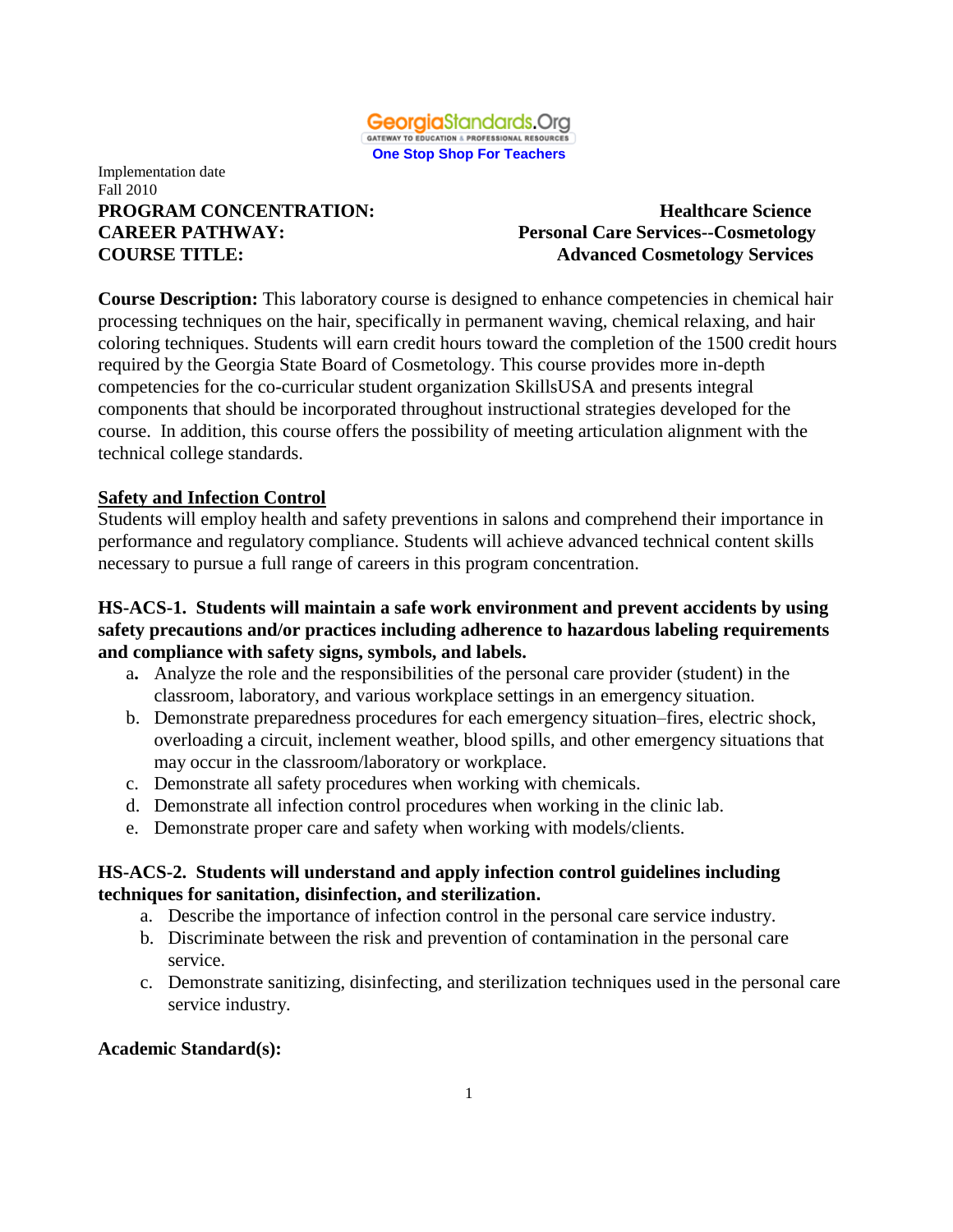GeorgiaStandards.Org
GATEWAY TO EDUCATION & PROFESSIONAL RESOURCES
**One Stop Shop For Teachers**

Implementation date
Fall 2010

**PROGRAM CONCENTRATION:** **Healthcare Science**
**CAREER PATHWAY:** **Personal Care Services--Cosmetology**
**COURSE TITLE:** **Advanced Cosmetology Services**

**Course Description:** This laboratory course is designed to enhance competencies in chemical hair processing techniques on the hair, specifically in permanent waving, chemical relaxing, and hair coloring techniques. Students will earn credit hours toward the completion of the 1500 credit hours required by the Georgia State Board of Cosmetology. This course provides more in-depth competencies for the co-curricular student organization SkillsUSA and presents integral components that should be incorporated throughout instructional strategies developed for the course. In addition, this course offers the possibility of meeting articulation alignment with the technical college standards.

## Safety and Infection Control

Students will employ health and safety preventions in salons and comprehend their importance in performance and regulatory compliance. Students will achieve advanced technical content skills necessary to pursue a full range of careers in this program concentration.

**HS-ACS-1. Students will maintain a safe work environment and prevent accidents by using safety precautions and/or practices including adherence to hazardous labeling requirements and compliance with safety signs, symbols, and labels.**

a. Analyze the role and the responsibilities of the personal care provider (student) in the classroom, laboratory, and various workplace settings in an emergency situation.
b. Demonstrate preparedness procedures for each emergency situation–fires, electric shock, overloading a circuit, inclement weather, blood spills, and other emergency situations that may occur in the classroom/laboratory or workplace.
c. Demonstrate all safety procedures when working with chemicals.
d. Demonstrate all infection control procedures when working in the clinic lab.
e. Demonstrate proper care and safety when working with models/clients.

**HS-ACS-2. Students will understand and apply infection control guidelines including techniques for sanitation, disinfection, and sterilization.**

a. Describe the importance of infection control in the personal care service industry.
b. Discriminate between the risk and prevention of contamination in the personal care service.
c. Demonstrate sanitizing, disinfecting, and sterilization techniques used in the personal care service industry.

**Academic Standard(s):**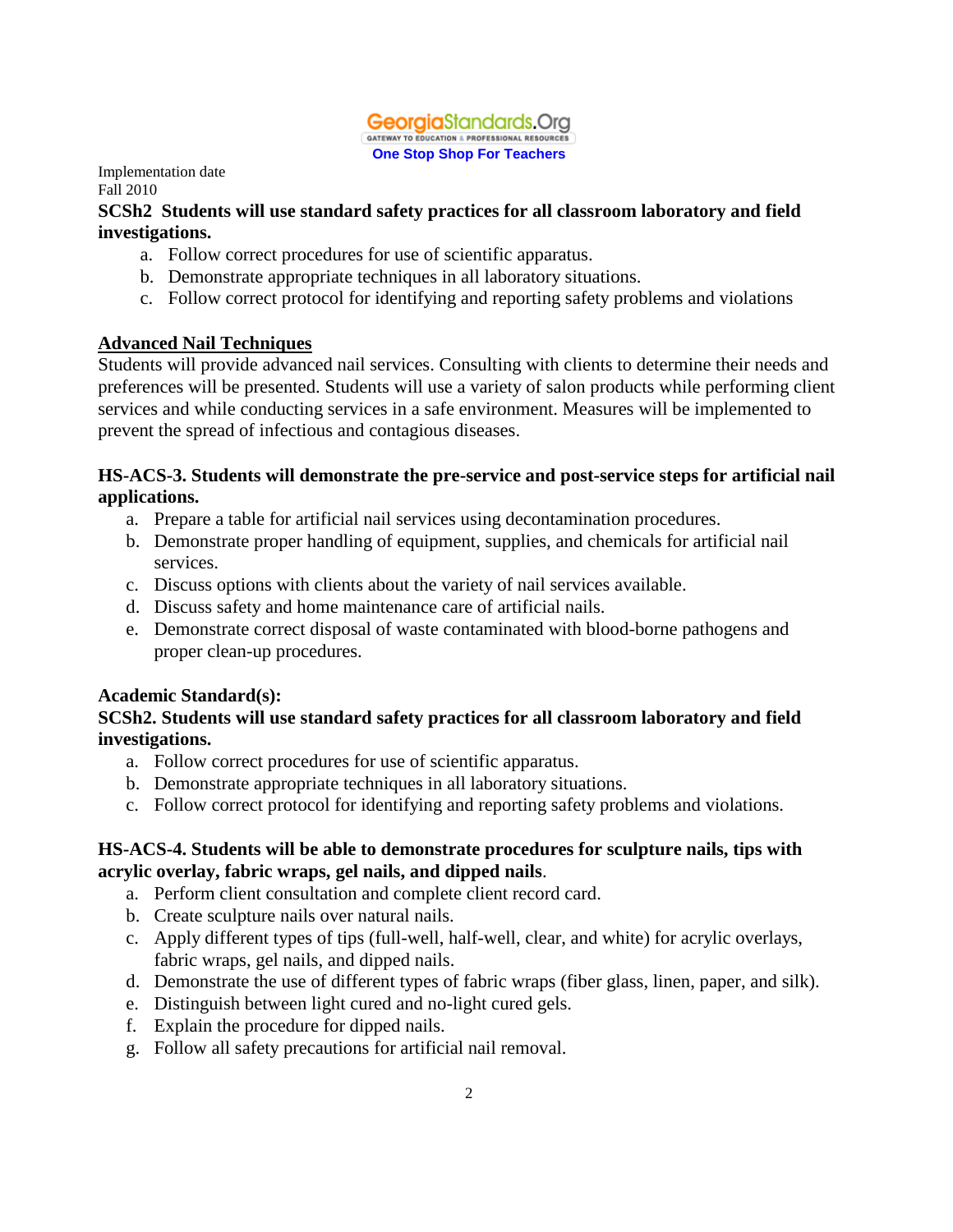Implementation date
Fall 2010

**SCSh2 Students will use standard safety practices for all classroom laboratory and field investigations.**

a. Follow correct procedures for use of scientific apparatus.
b. Demonstrate appropriate techniques in all laboratory situations.
c. Follow correct protocol for identifying and reporting safety problems and violations

## Advanced Nail Techniques

Students will provide advanced nail services. Consulting with clients to determine their needs and preferences will be presented. Students will use a variety of salon products while performing client services and while conducting services in a safe environment. Measures will be implemented to prevent the spread of infectious and contagious diseases.

**HS-ACS-3. Students will demonstrate the pre-service and post-service steps for artificial nail applications.**

a. Prepare a table for artificial nail services using decontamination procedures.
b. Demonstrate proper handling of equipment, supplies, and chemicals for artificial nail services.
c. Discuss options with clients about the variety of nail services available.
d. Discuss safety and home maintenance care of artificial nails.
e. Demonstrate correct disposal of waste contaminated with blood-borne pathogens and proper clean-up procedures.

**Academic Standard(s):**

**SCSh2. Students will use standard safety practices for all classroom laboratory and field investigations.**

a. Follow correct procedures for use of scientific apparatus.
b. Demonstrate appropriate techniques in all laboratory situations.
c. Follow correct protocol for identifying and reporting safety problems and violations.

**HS-ACS-4. Students will be able to demonstrate procedures for sculpture nails, tips with acrylic overlay, fabric wraps, gel nails, and dipped nails**.

a. Perform client consultation and complete client record card.
b. Create sculpture nails over natural nails.
c. Apply different types of tips (full-well, half-well, clear, and white) for acrylic overlays, fabric wraps, gel nails, and dipped nails.
d. Demonstrate the use of different types of fabric wraps (fiber glass, linen, paper, and silk).
e. Distinguish between light cured and no-light cured gels.
f. Explain the procedure for dipped nails.
g. Follow all safety precautions for artificial nail removal.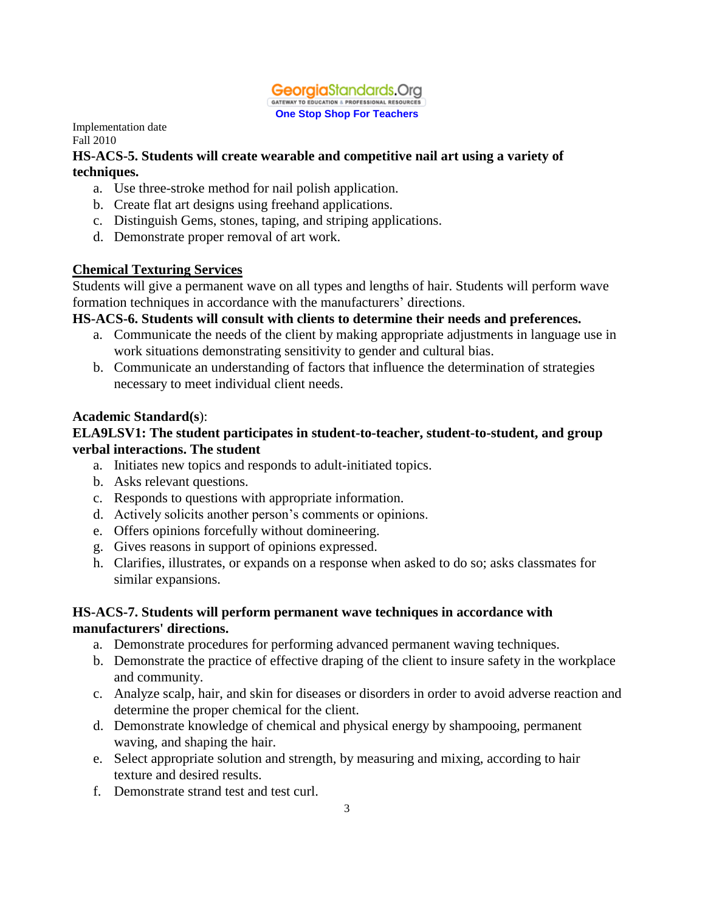Implementation date
Fall 2010

**HS-ACS-5. Students will create wearable and competitive nail art using a variety of techniques.**

a. Use three-stroke method for nail polish application.
b. Create flat art designs using freehand applications.
c. Distinguish Gems, stones, taping, and striping applications.
d. Demonstrate proper removal of art work.

<u>**Chemical Texturing Services**</u>

Students will give a permanent wave on all types and lengths of hair. Students will perform wave formation techniques in accordance with the manufacturers' directions.

**HS-ACS-6. Students will consult with clients to determine their needs and preferences.**

a. Communicate the needs of the client by making appropriate adjustments in language use in work situations demonstrating sensitivity to gender and cultural bias.
b. Communicate an understanding of factors that influence the determination of strategies necessary to meet individual client needs.

**Academic Standard(s)**:

**ELA9LSV1: The student participates in student-to-teacher, student-to-student, and group verbal interactions. The student**

a. Initiates new topics and responds to adult-initiated topics.
b. Asks relevant questions.
c. Responds to questions with appropriate information.
d. Actively solicits another person's comments or opinions.
e. Offers opinions forcefully without domineering.
g. Gives reasons in support of opinions expressed.
h. Clarifies, illustrates, or expands on a response when asked to do so; asks classmates for similar expansions.

**HS-ACS-7. Students will perform permanent wave techniques in accordance with manufacturers' directions.**

a. Demonstrate procedures for performing advanced permanent waving techniques.
b. Demonstrate the practice of effective draping of the client to insure safety in the workplace and community.
c. Analyze scalp, hair, and skin for diseases or disorders in order to avoid adverse reaction and determine the proper chemical for the client.
d. Demonstrate knowledge of chemical and physical energy by shampooing, permanent waving, and shaping the hair.
e. Select appropriate solution and strength, by measuring and mixing, according to hair texture and desired results.
f. Demonstrate strand test and test curl.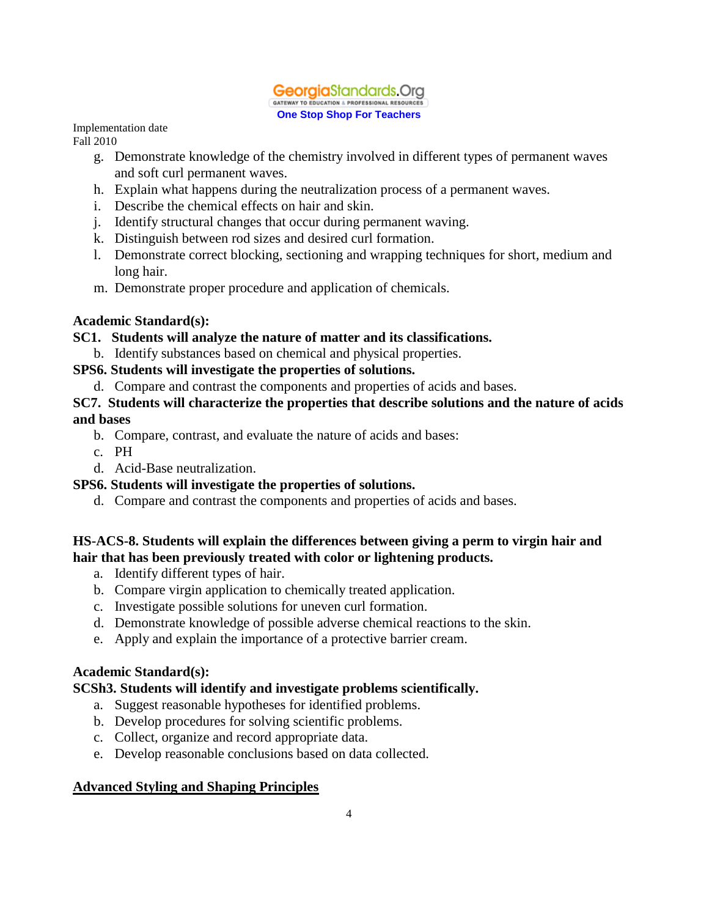Implementation date
Fall 2010

g. Demonstrate knowledge of the chemistry involved in different types of permanent waves and soft curl permanent waves.
h. Explain what happens during the neutralization process of a permanent waves.
i. Describe the chemical effects on hair and skin.
j. Identify structural changes that occur during permanent waving.
k. Distinguish between rod sizes and desired curl formation.
l. Demonstrate correct blocking, sectioning and wrapping techniques for short, medium and long hair.
m. Demonstrate proper procedure and application of chemicals.

**Academic Standard(s):**

**SC1. Students will analyze the nature of matter and its classifications.**

b. Identify substances based on chemical and physical properties.

**SPS6. Students will investigate the properties of solutions.**

d. Compare and contrast the components and properties of acids and bases.

**SC7. Students will characterize the properties that describe solutions and the nature of acids and bases**

b. Compare, contrast, and evaluate the nature of acids and bases:
c. PH
d. Acid-Base neutralization.

**SPS6. Students will investigate the properties of solutions.**

d. Compare and contrast the components and properties of acids and bases.

**HS-ACS-8. Students will explain the differences between giving a perm to virgin hair and hair that has been previously treated with color or lightening products.**

a. Identify different types of hair.
b. Compare virgin application to chemically treated application.
c. Investigate possible solutions for uneven curl formation.
d. Demonstrate knowledge of possible adverse chemical reactions to the skin.
e. Apply and explain the importance of a protective barrier cream.

**Academic Standard(s):**

**SCSh3. Students will identify and investigate problems scientifically.**

a. Suggest reasonable hypotheses for identified problems.
b. Develop procedures for solving scientific problems.
c. Collect, organize and record appropriate data.
e. Develop reasonable conclusions based on data collected.

## Advanced Styling and Shaping Principles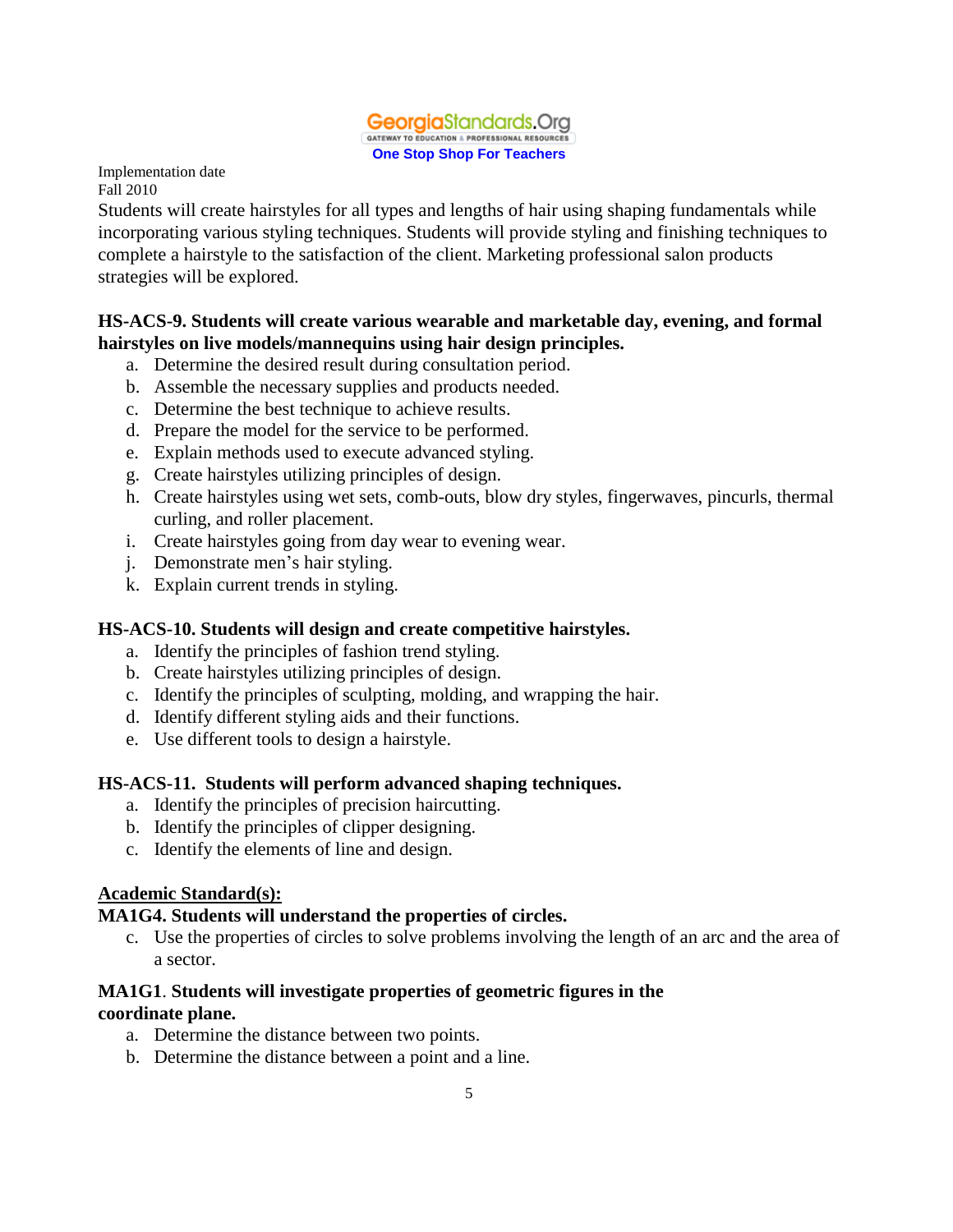Implementation date
Fall 2010

Students will create hairstyles for all types and lengths of hair using shaping fundamentals while incorporating various styling techniques. Students will provide styling and finishing techniques to complete a hairstyle to the satisfaction of the client. Marketing professional salon products strategies will be explored.

**HS-ACS-9. Students will create various wearable and marketable day, evening, and formal hairstyles on live models/mannequins using hair design principles.**

a. Determine the desired result during consultation period.
b. Assemble the necessary supplies and products needed.
c. Determine the best technique to achieve results.
d. Prepare the model for the service to be performed.
e. Explain methods used to execute advanced styling.
g. Create hairstyles utilizing principles of design.
h. Create hairstyles using wet sets, comb-outs, blow dry styles, fingerwaves, pincurls, thermal curling, and roller placement.
i. Create hairstyles going from day wear to evening wear.
j. Demonstrate men's hair styling.
k. Explain current trends in styling.

**HS-ACS-10. Students will design and create competitive hairstyles.**

a. Identify the principles of fashion trend styling.
b. Create hairstyles utilizing principles of design.
c. Identify the principles of sculpting, molding, and wrapping the hair.
d. Identify different styling aids and their functions.
e. Use different tools to design a hairstyle.

**HS-ACS-11. Students will perform advanced shaping techniques.**

a. Identify the principles of precision haircutting.
b. Identify the principles of clipper designing.
c. Identify the elements of line and design.

**<u>Academic Standard(s):</u>**

**MA1G4. Students will understand the properties of circles.**

c. Use the properties of circles to solve problems involving the length of an arc and the area of a sector.

**MA1G1. Students will investigate properties of geometric figures in the coordinate plane.**

a. Determine the distance between two points.
b. Determine the distance between a point and a line.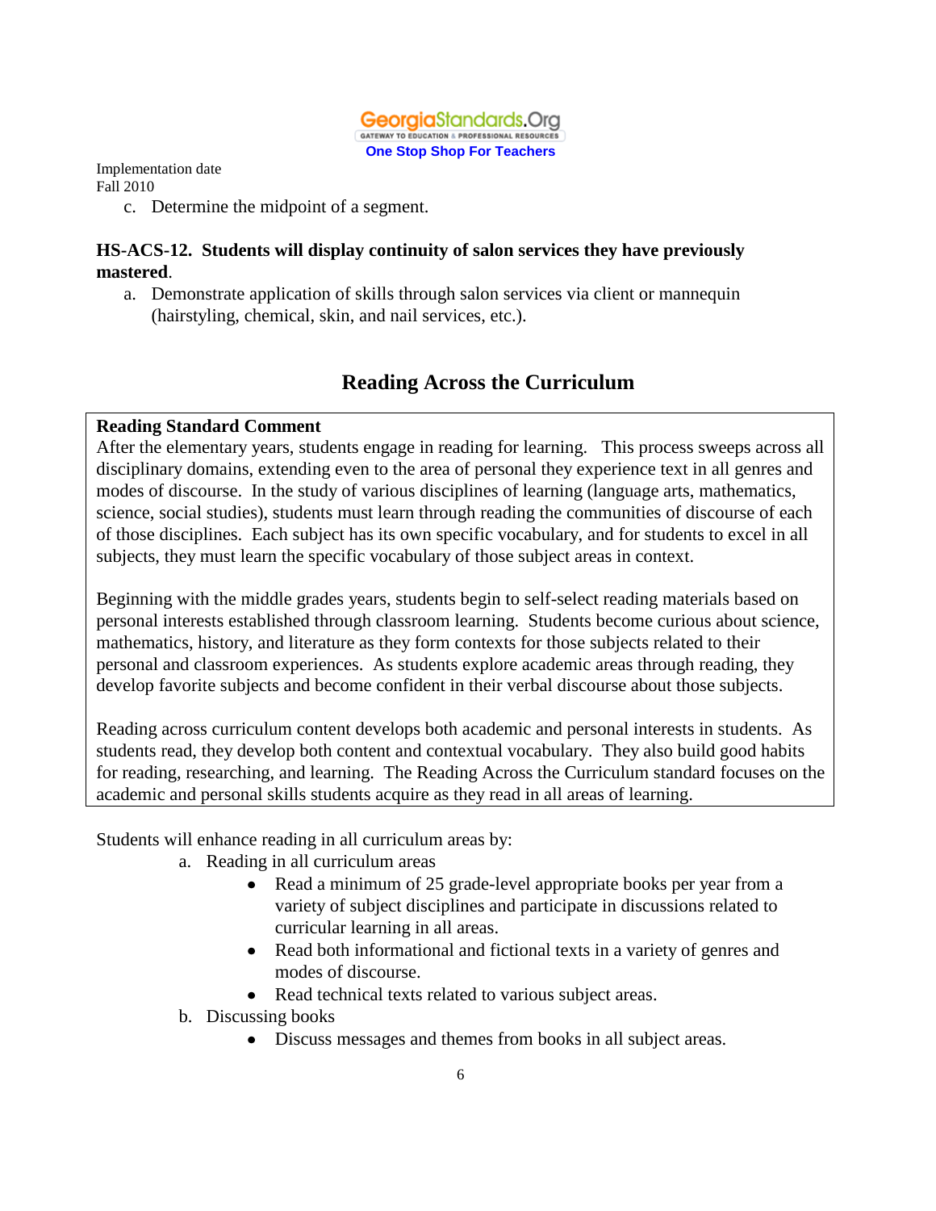Implementation date
Fall 2010

c. Determine the midpoint of a segment.

**HS-ACS-12. Students will display continuity of salon services they have previously mastered**.

a. Demonstrate application of skills through salon services via client or mannequin (hairstyling, chemical, skin, and nail services, etc.).

## Reading Across the Curriculum

**Reading Standard Comment**

After the elementary years, students engage in reading for learning. This process sweeps across all disciplinary domains, extending even to the area of personal they experience text in all genres and modes of discourse. In the study of various disciplines of learning (language arts, mathematics, science, social studies), students must learn through reading the communities of discourse of each of those disciplines. Each subject has its own specific vocabulary, and for students to excel in all subjects, they must learn the specific vocabulary of those subject areas in context.

Beginning with the middle grades years, students begin to self-select reading materials based on personal interests established through classroom learning. Students become curious about science, mathematics, history, and literature as they form contexts for those subjects related to their personal and classroom experiences. As students explore academic areas through reading, they develop favorite subjects and become confident in their verbal discourse about those subjects.

Reading across curriculum content develops both academic and personal interests in students. As students read, they develop both content and contextual vocabulary. They also build good habits for reading, researching, and learning. The Reading Across the Curriculum standard focuses on the academic and personal skills students acquire as they read in all areas of learning.

Students will enhance reading in all curriculum areas by:

a. Reading in all curriculum areas
   - Read a minimum of 25 grade-level appropriate books per year from a variety of subject disciplines and participate in discussions related to curricular learning in all areas.
   - Read both informational and fictional texts in a variety of genres and modes of discourse.
   - Read technical texts related to various subject areas.

b. Discussing books
   - Discuss messages and themes from books in all subject areas.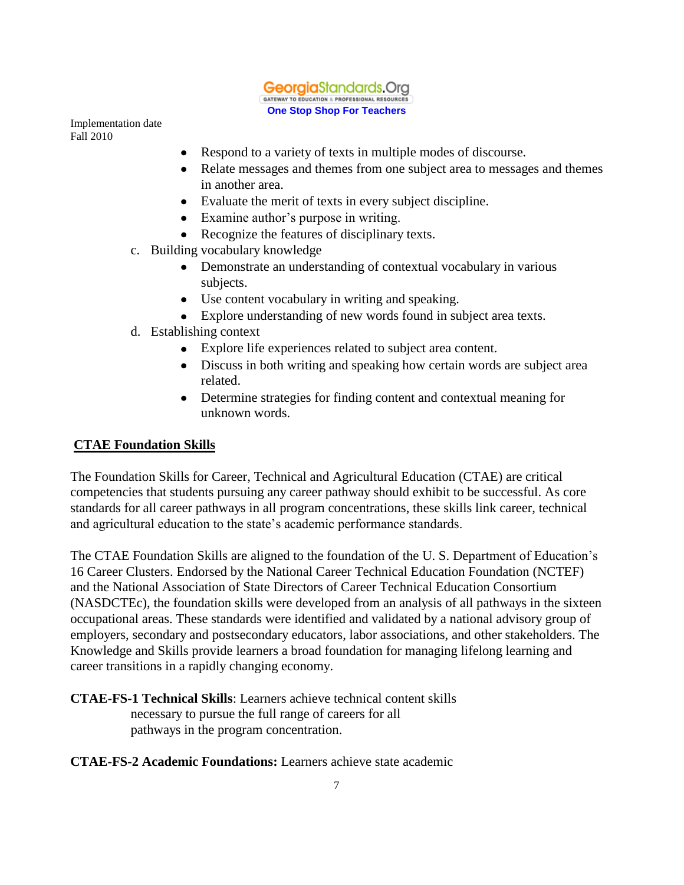- Respond to a variety of texts in multiple modes of discourse.
- Relate messages and themes from one subject area to messages and themes in another area.
- Evaluate the merit of texts in every subject discipline.
- Examine author's purpose in writing.
- Recognize the features of disciplinary texts.

c. Building vocabulary knowledge
- Demonstrate an understanding of contextual vocabulary in various subjects.
- Use content vocabulary in writing and speaking.
- Explore understanding of new words found in subject area texts.

d. Establishing context
- Explore life experiences related to subject area content.
- Discuss in both writing and speaking how certain words are subject area related.
- Determine strategies for finding content and contextual meaning for unknown words.

## CTAE Foundation Skills

The Foundation Skills for Career, Technical and Agricultural Education (CTAE) are critical competencies that students pursuing any career pathway should exhibit to be successful. As core standards for all career pathways in all program concentrations, these skills link career, technical and agricultural education to the state's academic performance standards.

The CTAE Foundation Skills are aligned to the foundation of the U. S. Department of Education's 16 Career Clusters. Endorsed by the National Career Technical Education Foundation (NCTEF) and the National Association of State Directors of Career Technical Education Consortium (NASDCTEc), the foundation skills were developed from an analysis of all pathways in the sixteen occupational areas. These standards were identified and validated by a national advisory group of employers, secondary and postsecondary educators, labor associations, and other stakeholders. The Knowledge and Skills provide learners a broad foundation for managing lifelong learning and career transitions in a rapidly changing economy.

**CTAE-FS-1 Technical Skills**: Learners achieve technical content skills necessary to pursue the full range of careers for all pathways in the program concentration.

**CTAE-FS-2 Academic Foundations:** Learners achieve state academic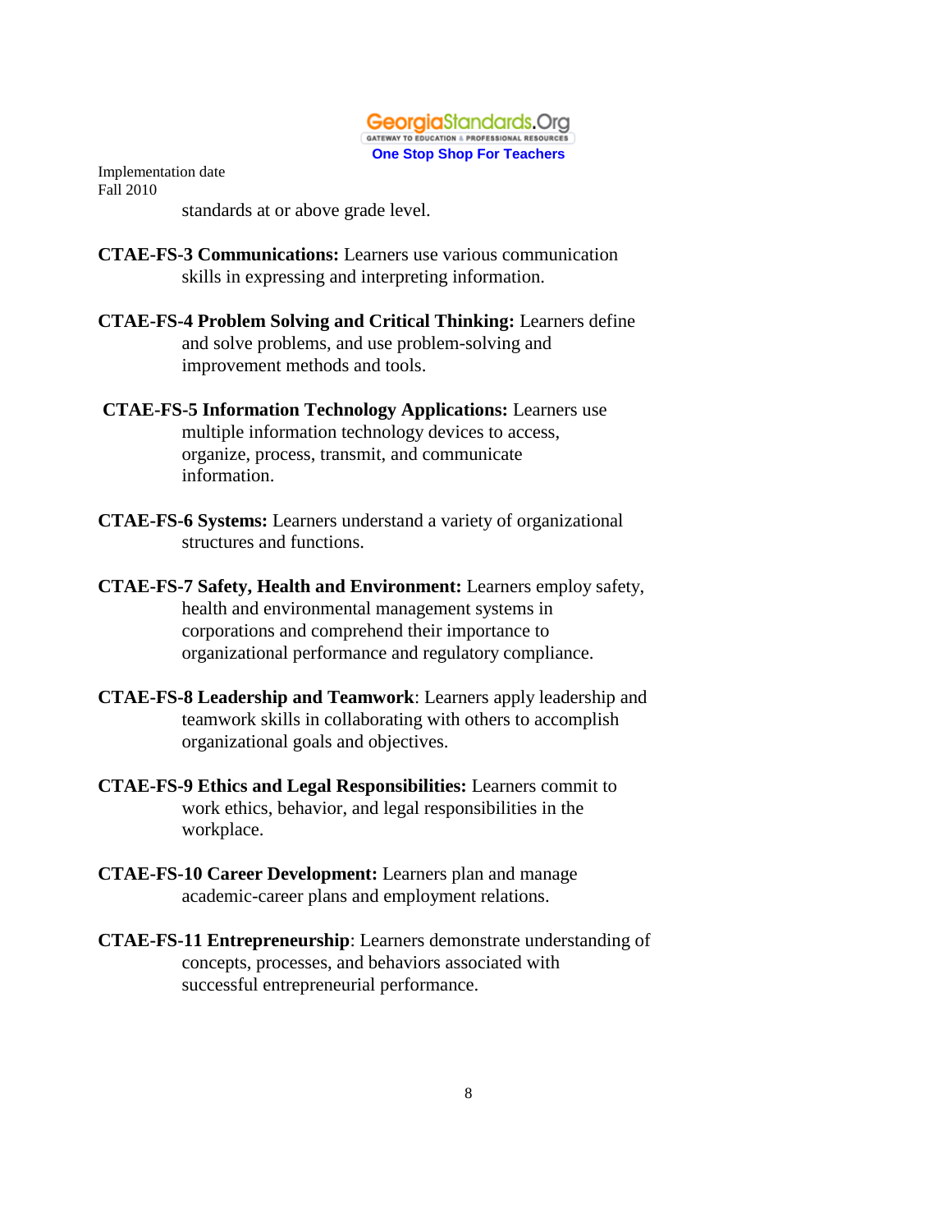standards at or above grade level.

**CTAE-FS-3 Communications:** Learners use various communication skills in expressing and interpreting information.

**CTAE-FS-4 Problem Solving and Critical Thinking:** Learners define and solve problems, and use problem-solving and improvement methods and tools.

**CTAE-FS-5 Information Technology Applications:** Learners use multiple information technology devices to access, organize, process, transmit, and communicate information.

**CTAE-FS-6 Systems:** Learners understand a variety of organizational structures and functions.

**CTAE-FS-7 Safety, Health and Environment:** Learners employ safety, health and environmental management systems in corporations and comprehend their importance to organizational performance and regulatory compliance.

**CTAE-FS-8 Leadership and Teamwork**: Learners apply leadership and teamwork skills in collaborating with others to accomplish organizational goals and objectives.

**CTAE-FS-9 Ethics and Legal Responsibilities:** Learners commit to work ethics, behavior, and legal responsibilities in the workplace.

**CTAE-FS-10 Career Development:** Learners plan and manage academic-career plans and employment relations.

**CTAE-FS-11 Entrepreneurship**: Learners demonstrate understanding of concepts, processes, and behaviors associated with successful entrepreneurial performance.